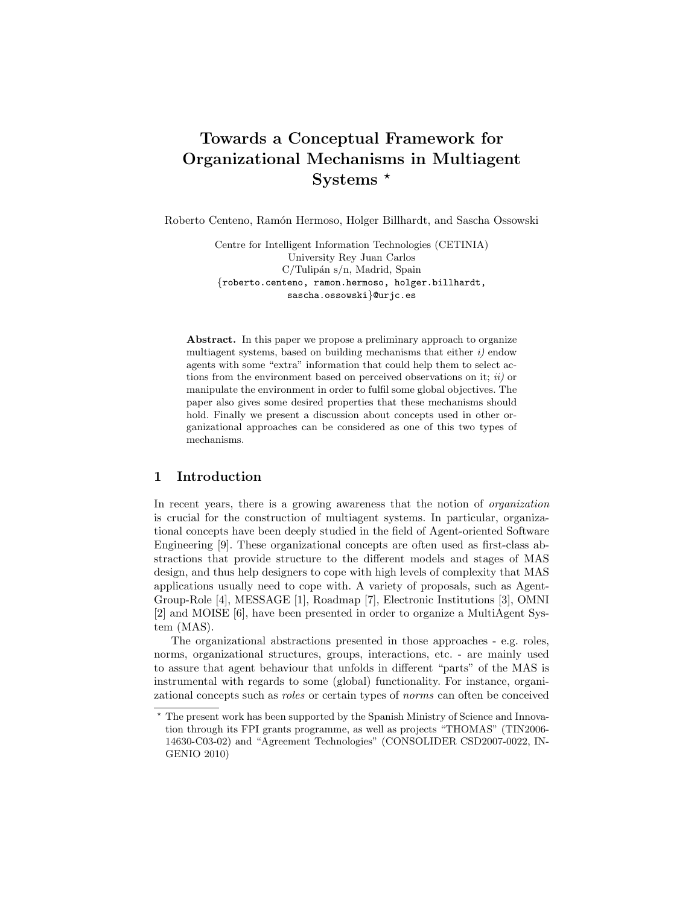# Towards a Conceptual Framework for Organizational Mechanisms in Multiagent Systems *

Roberto Centeno, Ramón Hermoso, Holger Billhardt, and Sascha Ossowski

Centre for Intelligent Information Technologies (CETINIA)
University Rey Juan Carlos
C/Tulipán s/n, Madrid, Spain
{roberto.centeno, ramon.hermoso, holger.billhardt, sascha.ossowski}@urjc.es

**Abstract.** In this paper we propose a preliminary approach to organize multiagent systems, based on building mechanisms that either *i)* endow agents with some "extra" information that could help them to select actions from the environment based on perceived observations on it; *ii)* or manipulate the environment in order to fulfil some global objectives. The paper also gives some desired properties that these mechanisms should hold. Finally we present a discussion about concepts used in other organizational approaches can be considered as one of this two types of mechanisms.

## 1 Introduction

In recent years, there is a growing awareness that the notion of *organization* is crucial for the construction of multiagent systems. In particular, organizational concepts have been deeply studied in the field of Agent-oriented Software Engineering [9]. These organizational concepts are often used as first-class abstractions that provide structure to the different models and stages of MAS design, and thus help designers to cope with high levels of complexity that MAS applications usually need to cope with. A variety of proposals, such as Agent-Group-Role [4], MESSAGE [1], Roadmap [7], Electronic Institutions [3], OMNI [2] and MOISE [6], have been presented in order to organize a MultiAgent System (MAS).

The organizational abstractions presented in those approaches - e.g. roles, norms, organizational structures, groups, interactions, etc. - are mainly used to assure that agent behaviour that unfolds in different "parts" of the MAS is instrumental with regards to some (global) functionality. For instance, organizational concepts such as *roles* or certain types of *norms* can often be conceived

* The present work has been supported by the Spanish Ministry of Science and Innovation through its FPI grants programme, as well as projects "THOMAS" (TIN2006-14630-C03-02) and "Agreement Technologies" (CONSOLIDER CSD2007-0022, INGENIO 2010)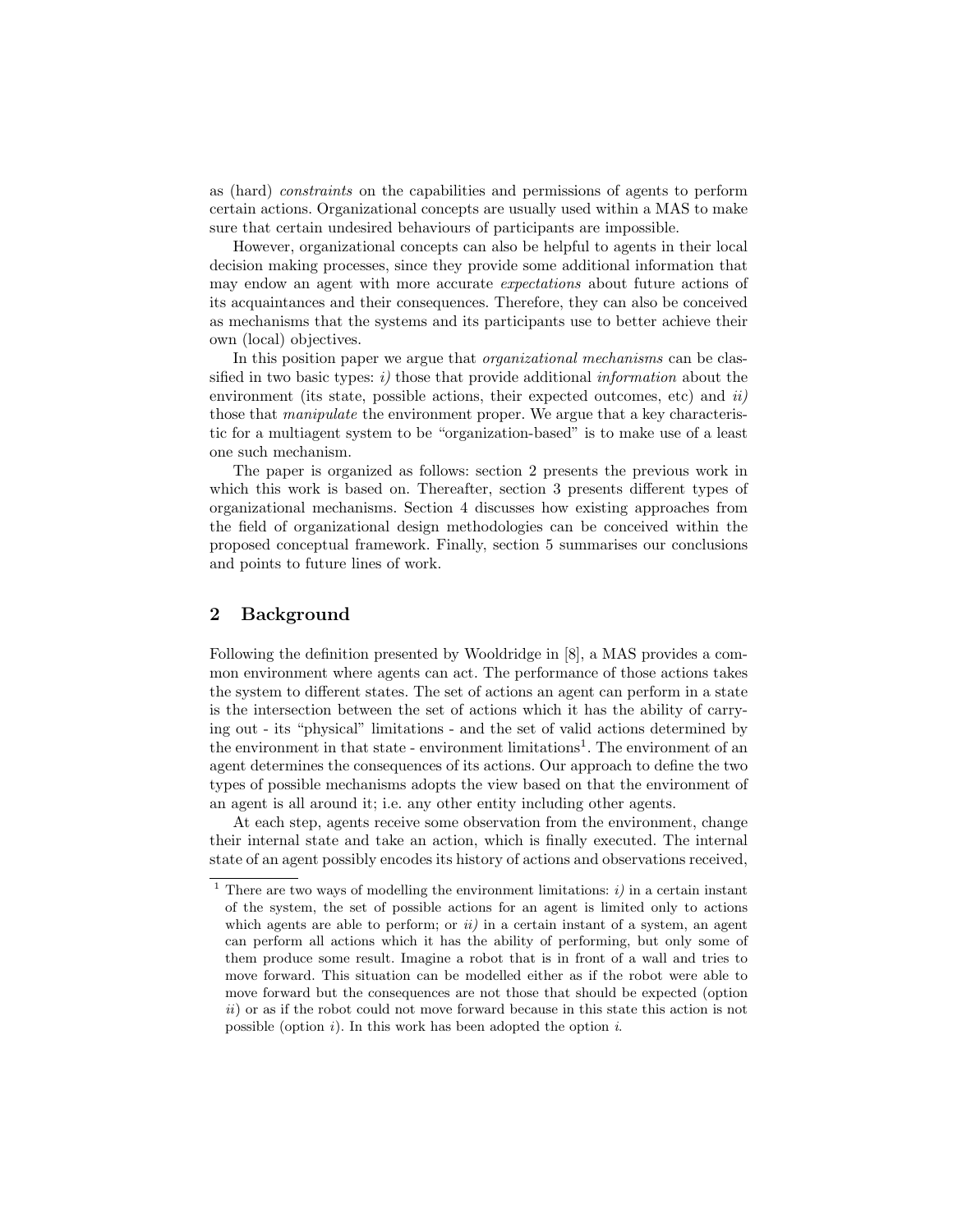as (hard) *constraints* on the capabilities and permissions of agents to perform certain actions. Organizational concepts are usually used within a MAS to make sure that certain undesired behaviours of participants are impossible.

However, organizational concepts can also be helpful to agents in their local decision making processes, since they provide some additional information that may endow an agent with more accurate *expectations* about future actions of its acquaintances and their consequences. Therefore, they can also be conceived as mechanisms that the systems and its participants use to better achieve their own (local) objectives.

In this position paper we argue that *organizational mechanisms* can be classified in two basic types: *i)* those that provide additional *information* about the environment (its state, possible actions, their expected outcomes, etc) and *ii)* those that *manipulate* the environment proper. We argue that a key characteristic for a multiagent system to be "organization-based" is to make use of a least one such mechanism.

The paper is organized as follows: section 2 presents the previous work in which this work is based on. Thereafter, section 3 presents different types of organizational mechanisms. Section 4 discusses how existing approaches from the field of organizational design methodologies can be conceived within the proposed conceptual framework. Finally, section 5 summarises our conclusions and points to future lines of work.

## 2 Background

Following the definition presented by Wooldridge in [8], a MAS provides a common environment where agents can act. The performance of those actions takes the system to different states. The set of actions an agent can perform in a state is the intersection between the set of actions which it has the ability of carrying out - its "physical" limitations - and the set of valid actions determined by the environment in that state - environment limitations[1]. The environment of an agent determines the consequences of its actions. Our approach to define the two types of possible mechanisms adopts the view based on that the environment of an agent is all around it; i.e. any other entity including other agents.

At each step, agents receive some observation from the environment, change their internal state and take an action, which is finally executed. The internal state of an agent possibly encodes its history of actions and observations received,

[1] There are two ways of modelling the environment limitations: *i)* in a certain instant of the system, the set of possible actions for an agent is limited only to actions which agents are able to perform; or *ii)* in a certain instant of a system, an agent can perform all actions which it has the ability of performing, but only some of them produce some result. Imagine a robot that is in front of a wall and tries to move forward. This situation can be modelled either as if the robot were able to move forward but the consequences are not those that should be expected (option *ii*) or as if the robot could not move forward because in this state this action is not possible (option *i*). In this work has been adopted the option *i*.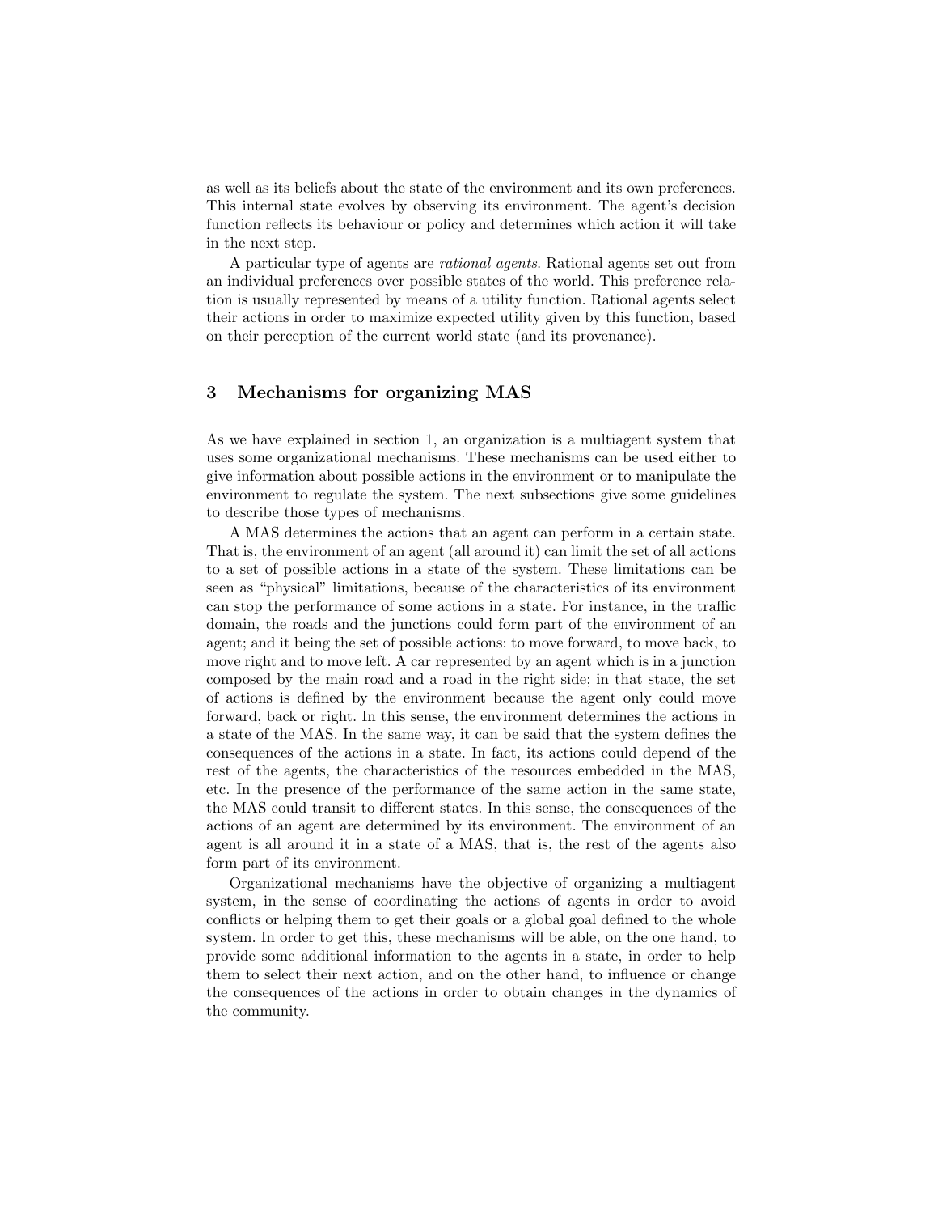as well as its beliefs about the state of the environment and its own preferences. This internal state evolves by observing its environment. The agent's decision function reflects its behaviour or policy and determines which action it will take in the next step.

A particular type of agents are *rational agents*. Rational agents set out from an individual preferences over possible states of the world. This preference relation is usually represented by means of a utility function. Rational agents select their actions in order to maximize expected utility given by this function, based on their perception of the current world state (and its provenance).

## 3 Mechanisms for organizing MAS

As we have explained in section 1, an organization is a multiagent system that uses some organizational mechanisms. These mechanisms can be used either to give information about possible actions in the environment or to manipulate the environment to regulate the system. The next subsections give some guidelines to describe those types of mechanisms.

A MAS determines the actions that an agent can perform in a certain state. That is, the environment of an agent (all around it) can limit the set of all actions to a set of possible actions in a state of the system. These limitations can be seen as "physical" limitations, because of the characteristics of its environment can stop the performance of some actions in a state. For instance, in the traffic domain, the roads and the junctions could form part of the environment of an agent; and it being the set of possible actions: to move forward, to move back, to move right and to move left. A car represented by an agent which is in a junction composed by the main road and a road in the right side; in that state, the set of actions is defined by the environment because the agent only could move forward, back or right. In this sense, the environment determines the actions in a state of the MAS. In the same way, it can be said that the system defines the consequences of the actions in a state. In fact, its actions could depend of the rest of the agents, the characteristics of the resources embedded in the MAS, etc. In the presence of the performance of the same action in the same state, the MAS could transit to different states. In this sense, the consequences of the actions of an agent are determined by its environment. The environment of an agent is all around it in a state of a MAS, that is, the rest of the agents also form part of its environment.

Organizational mechanisms have the objective of organizing a multiagent system, in the sense of coordinating the actions of agents in order to avoid conflicts or helping them to get their goals or a global goal defined to the whole system. In order to get this, these mechanisms will be able, on the one hand, to provide some additional information to the agents in a state, in order to help them to select their next action, and on the other hand, to influence or change the consequences of the actions in order to obtain changes in the dynamics of the community.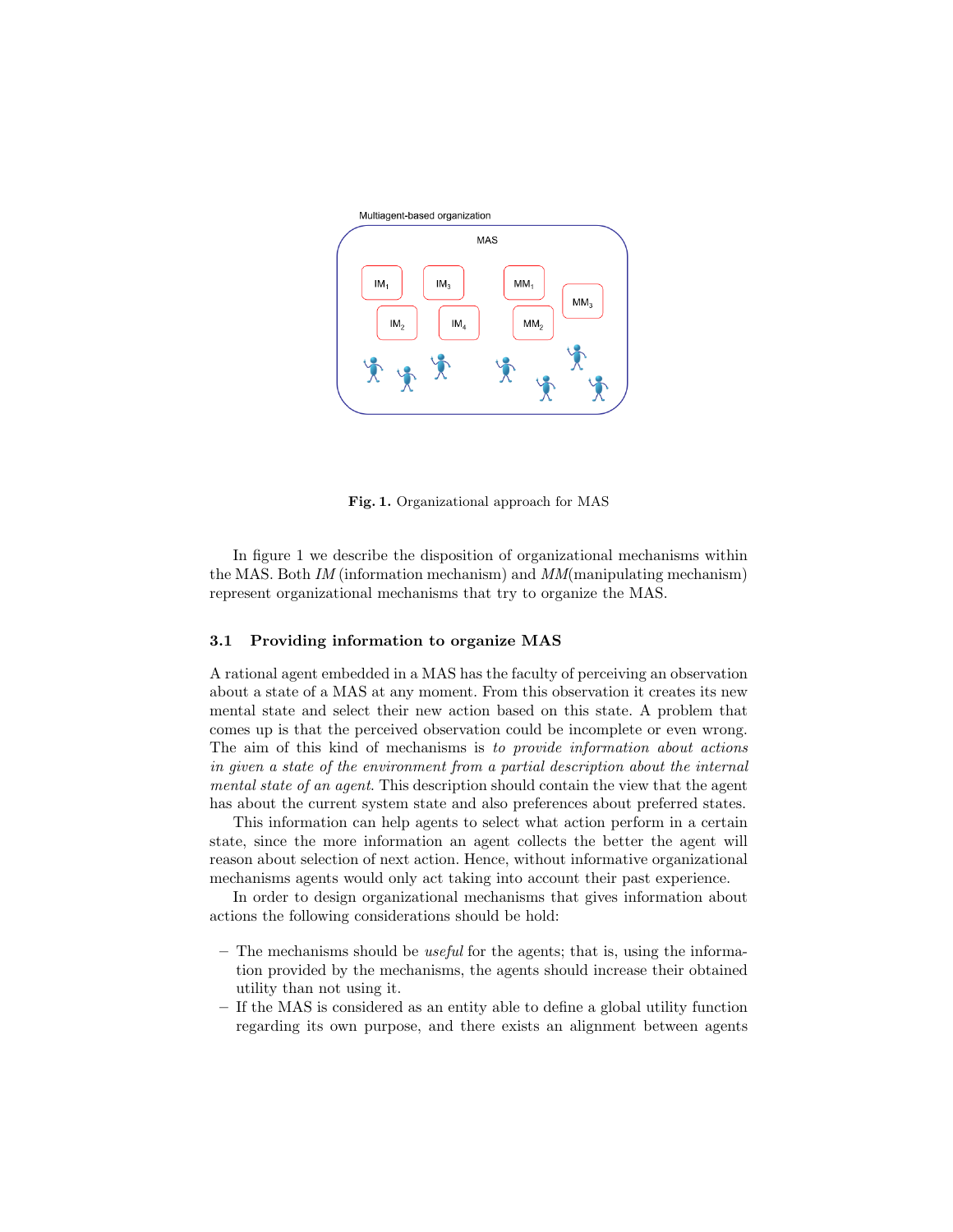Fig. 1. Organizational approach for MAS

In figure 1 we describe the disposition of organizational mechanisms within the MAS. Both *IM* (information mechanism) and *MM*(manipulating mechanism) represent organizational mechanisms that try to organize the MAS.

### 3.1 Providing information to organize MAS

A rational agent embedded in a MAS has the faculty of perceiving an observation about a state of a MAS at any moment. From this observation it creates its new mental state and select their new action based on this state. A problem that comes up is that the perceived observation could be incomplete or even wrong. The aim of this kind of mechanisms is *to provide information about actions in given a state of the environment from a partial description about the internal mental state of an agent*. This description should contain the view that the agent has about the current system state and also preferences about preferred states.

This information can help agents to select what action perform in a certain state, since the more information an agent collects the better the agent will reason about selection of next action. Hence, without informative organizational mechanisms agents would only act taking into account their past experience.

In order to design organizational mechanisms that gives information about actions the following considerations should be hold:

- The mechanisms should be *useful* for the agents; that is, using the information provided by the mechanisms, the agents should increase their obtained utility than not using it.
- If the MAS is considered as an entity able to define a global utility function regarding its own purpose, and there exists an alignment between agents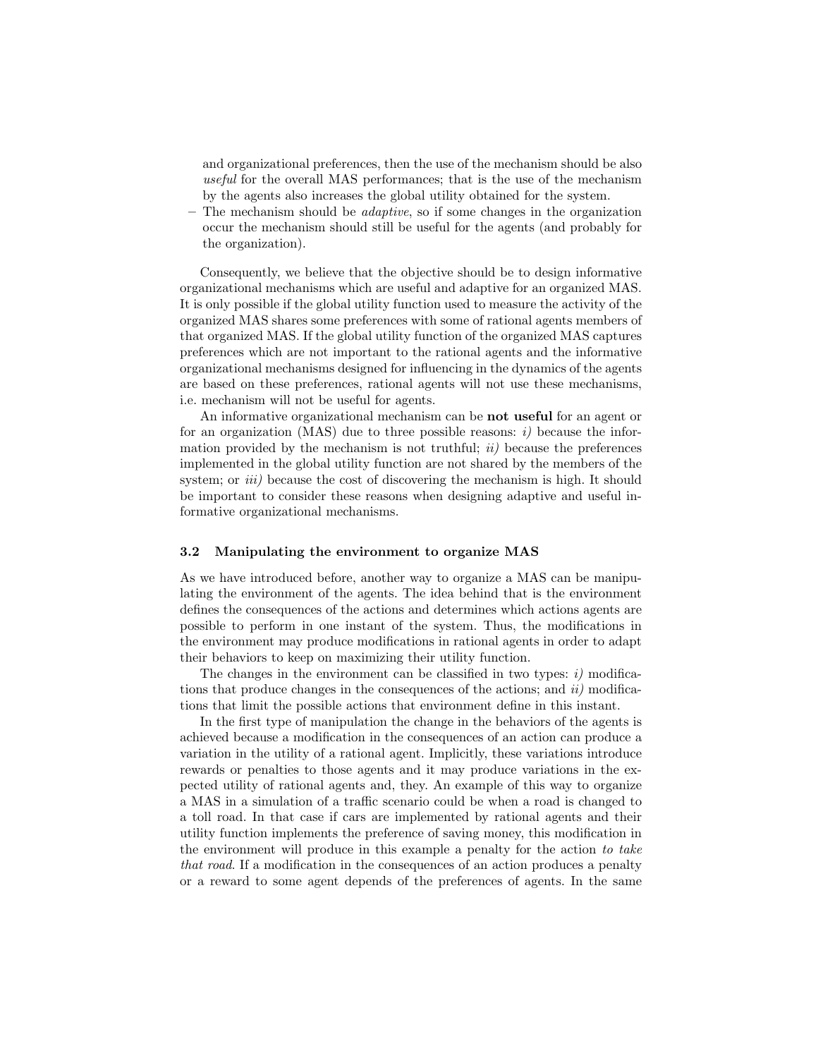and organizational preferences, then the use of the mechanism should be also *useful* for the overall MAS performances; that is the use of the mechanism by the agents also increases the global utility obtained for the system.
- The mechanism should be *adaptive*, so if some changes in the organization occur the mechanism should still be useful for the agents (and probably for the organization).

Consequently, we believe that the objective should be to design informative organizational mechanisms which are useful and adaptive for an organized MAS. It is only possible if the global utility function used to measure the activity of the organized MAS shares some preferences with some of rational agents members of that organized MAS. If the global utility function of the organized MAS captures preferences which are not important to the rational agents and the informative organizational mechanisms designed for influencing in the dynamics of the agents are based on these preferences, rational agents will not use these mechanisms, i.e. mechanism will not be useful for agents.

An informative organizational mechanism can be **not useful** for an agent or for an organization (MAS) due to three possible reasons: *i)* because the information provided by the mechanism is not truthful; *ii)* because the preferences implemented in the global utility function are not shared by the members of the system; or *iii)* because the cost of discovering the mechanism is high. It should be important to consider these reasons when designing adaptive and useful informative organizational mechanisms.

### 3.2 Manipulating the environment to organize MAS

As we have introduced before, another way to organize a MAS can be manipulating the environment of the agents. The idea behind that is the environment defines the consequences of the actions and determines which actions agents are possible to perform in one instant of the system. Thus, the modifications in the environment may produce modifications in rational agents in order to adapt their behaviors to keep on maximizing their utility function.

The changes in the environment can be classified in two types: *i)* modifications that produce changes in the consequences of the actions; and *ii)* modifications that limit the possible actions that environment define in this instant.

In the first type of manipulation the change in the behaviors of the agents is achieved because a modification in the consequences of an action can produce a variation in the utility of a rational agent. Implicitly, these variations introduce rewards or penalties to those agents and it may produce variations in the expected utility of rational agents and, they. An example of this way to organize a MAS in a simulation of a traffic scenario could be when a road is changed to a toll road. In that case if cars are implemented by rational agents and their utility function implements the preference of saving money, this modification in the environment will produce in this example a penalty for the action *to take that road*. If a modification in the consequences of an action produces a penalty or a reward to some agent depends of the preferences of agents. In the same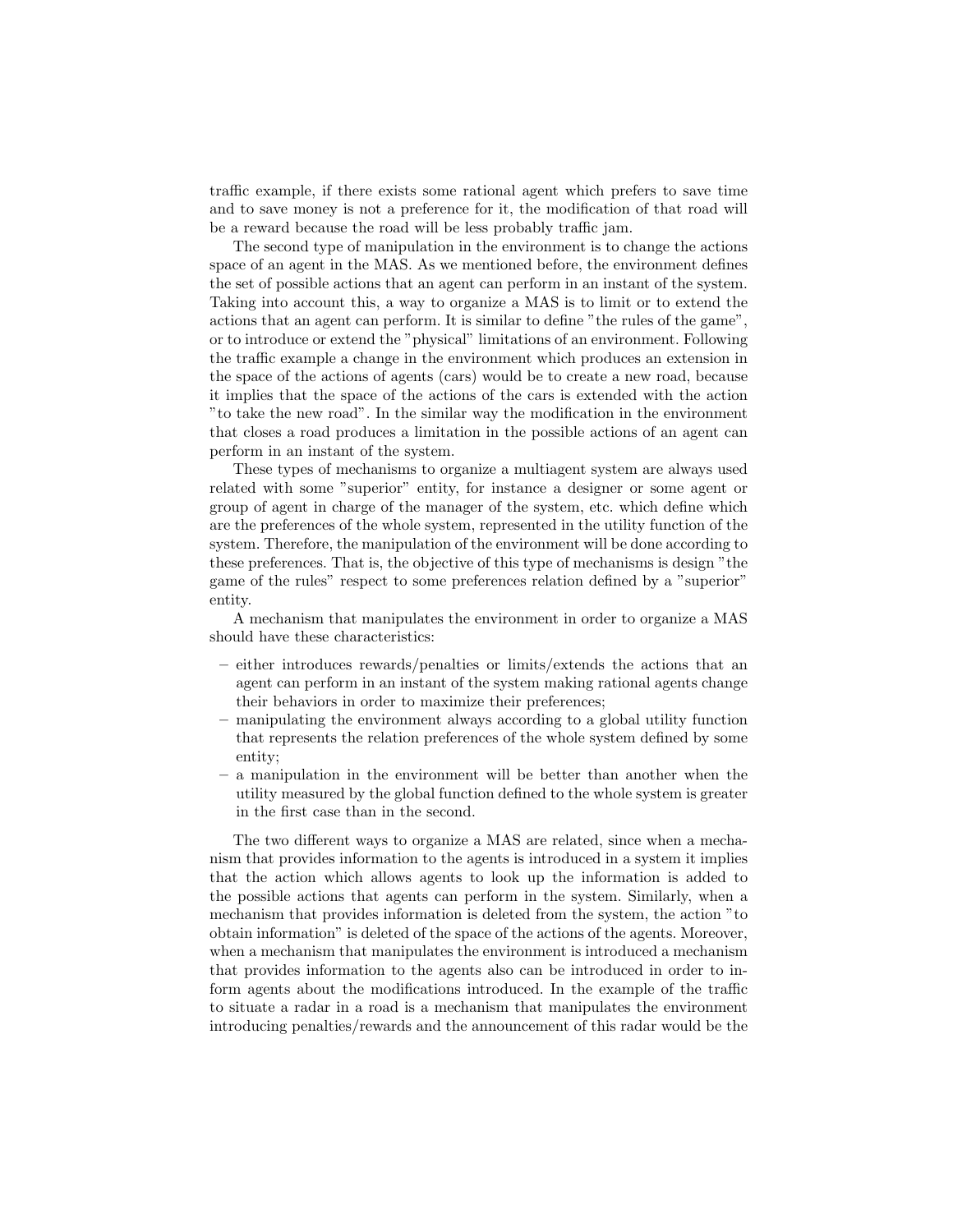traffic example, if there exists some rational agent which prefers to save time and to save money is not a preference for it, the modification of that road will be a reward because the road will be less probably traffic jam.

The second type of manipulation in the environment is to change the actions space of an agent in the MAS. As we mentioned before, the environment defines the set of possible actions that an agent can perform in an instant of the system. Taking into account this, a way to organize a MAS is to limit or to extend the actions that an agent can perform. It is similar to define "the rules of the game", or to introduce or extend the "physical" limitations of an environment. Following the traffic example a change in the environment which produces an extension in the space of the actions of agents (cars) would be to create a new road, because it implies that the space of the actions of the cars is extended with the action "to take the new road". In the similar way the modification in the environment that closes a road produces a limitation in the possible actions of an agent can perform in an instant of the system.

These types of mechanisms to organize a multiagent system are always used related with some "superior" entity, for instance a designer or some agent or group of agent in charge of the manager of the system, etc. which define which are the preferences of the whole system, represented in the utility function of the system. Therefore, the manipulation of the environment will be done according to these preferences. That is, the objective of this type of mechanisms is design "the game of the rules" respect to some preferences relation defined by a "superior" entity.

A mechanism that manipulates the environment in order to organize a MAS should have these characteristics:

– either introduces rewards/penalties or limits/extends the actions that an agent can perform in an instant of the system making rational agents change their behaviors in order to maximize their preferences;
– manipulating the environment always according to a global utility function that represents the relation preferences of the whole system defined by some entity;
– a manipulation in the environment will be better than another when the utility measured by the global function defined to the whole system is greater in the first case than in the second.

The two different ways to organize a MAS are related, since when a mechanism that provides information to the agents is introduced in a system it implies that the action which allows agents to look up the information is added to the possible actions that agents can perform in the system. Similarly, when a mechanism that provides information is deleted from the system, the action "to obtain information" is deleted of the space of the actions of the agents. Moreover, when a mechanism that manipulates the environment is introduced a mechanism that provides information to the agents also can be introduced in order to inform agents about the modifications introduced. In the example of the traffic to situate a radar in a road is a mechanism that manipulates the environment introducing penalties/rewards and the announcement of this radar would be the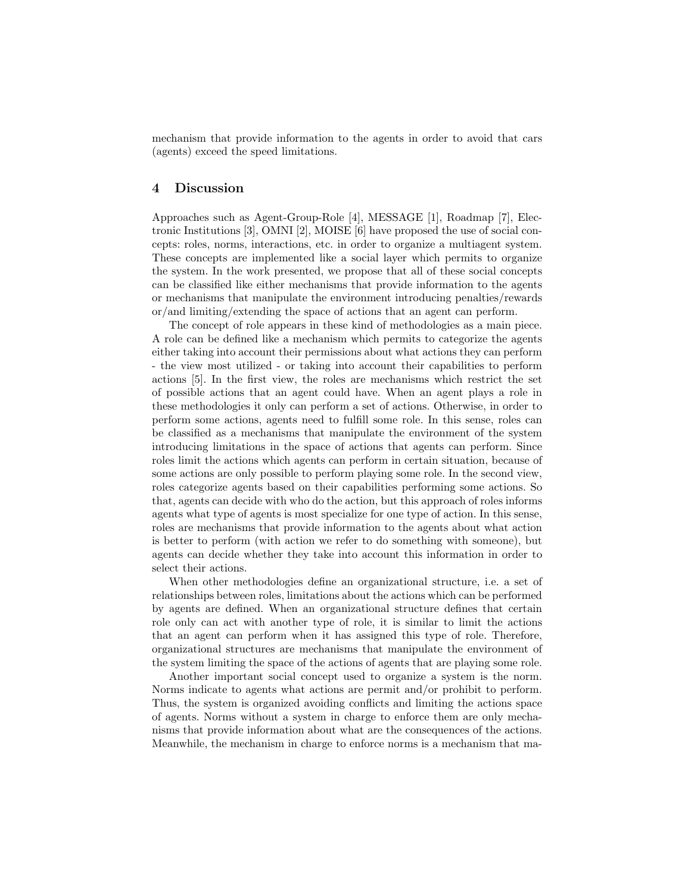mechanism that provide information to the agents in order to avoid that cars (agents) exceed the speed limitations.

## 4 Discussion

Approaches such as Agent-Group-Role [4], MESSAGE [1], Roadmap [7], Electronic Institutions [3], OMNI [2], MOISE [6] have proposed the use of social concepts: roles, norms, interactions, etc. in order to organize a multiagent system. These concepts are implemented like a social layer which permits to organize the system. In the work presented, we propose that all of these social concepts can be classified like either mechanisms that provide information to the agents or mechanisms that manipulate the environment introducing penalties/rewards or/and limiting/extending the space of actions that an agent can perform.

The concept of role appears in these kind of methodologies as a main piece. A role can be defined like a mechanism which permits to categorize the agents either taking into account their permissions about what actions they can perform - the view most utilized - or taking into account their capabilities to perform actions [5]. In the first view, the roles are mechanisms which restrict the set of possible actions that an agent could have. When an agent plays a role in these methodologies it only can perform a set of actions. Otherwise, in order to perform some actions, agents need to fulfill some role. In this sense, roles can be classified as a mechanisms that manipulate the environment of the system introducing limitations in the space of actions that agents can perform. Since roles limit the actions which agents can perform in certain situation, because of some actions are only possible to perform playing some role. In the second view, roles categorize agents based on their capabilities performing some actions. So that, agents can decide with who do the action, but this approach of roles informs agents what type of agents is most specialize for one type of action. In this sense, roles are mechanisms that provide information to the agents about what action is better to perform (with action we refer to do something with someone), but agents can decide whether they take into account this information in order to select their actions.

When other methodologies define an organizational structure, i.e. a set of relationships between roles, limitations about the actions which can be performed by agents are defined. When an organizational structure defines that certain role only can act with another type of role, it is similar to limit the actions that an agent can perform when it has assigned this type of role. Therefore, organizational structures are mechanisms that manipulate the environment of the system limiting the space of the actions of agents that are playing some role.

Another important social concept used to organize a system is the norm. Norms indicate to agents what actions are permit and/or prohibit to perform. Thus, the system is organized avoiding conflicts and limiting the actions space of agents. Norms without a system in charge to enforce them are only mechanisms that provide information about what are the consequences of the actions. Meanwhile, the mechanism in charge to enforce norms is a mechanism that ma-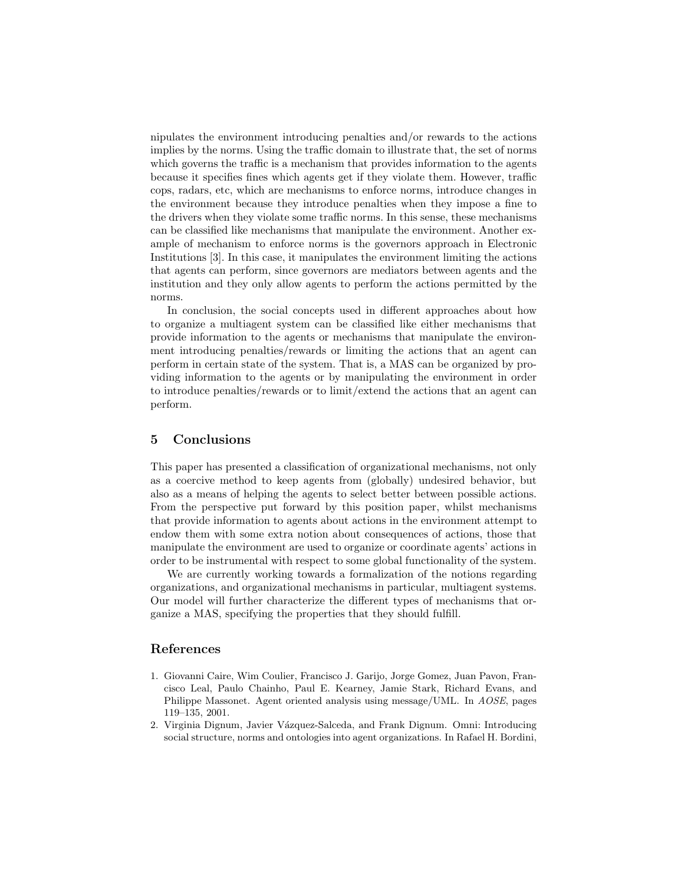nipulates the environment introducing penalties and/or rewards to the actions implies by the norms. Using the traffic domain to illustrate that, the set of norms which governs the traffic is a mechanism that provides information to the agents because it specifies fines which agents get if they violate them. However, traffic cops, radars, etc, which are mechanisms to enforce norms, introduce changes in the environment because they introduce penalties when they impose a fine to the drivers when they violate some traffic norms. In this sense, these mechanisms can be classified like mechanisms that manipulate the environment. Another example of mechanism to enforce norms is the governors approach in Electronic Institutions [3]. In this case, it manipulates the environment limiting the actions that agents can perform, since governors are mediators between agents and the institution and they only allow agents to perform the actions permitted by the norms.

In conclusion, the social concepts used in different approaches about how to organize a multiagent system can be classified like either mechanisms that provide information to the agents or mechanisms that manipulate the environment introducing penalties/rewards or limiting the actions that an agent can perform in certain state of the system. That is, a MAS can be organized by providing information to the agents or by manipulating the environment in order to introduce penalties/rewards or to limit/extend the actions that an agent can perform.

## 5 Conclusions

This paper has presented a classification of organizational mechanisms, not only as a coercive method to keep agents from (globally) undesired behavior, but also as a means of helping the agents to select better between possible actions. From the perspective put forward by this position paper, whilst mechanisms that provide information to agents about actions in the environment attempt to endow them with some extra notion about consequences of actions, those that manipulate the environment are used to organize or coordinate agents' actions in order to be instrumental with respect to some global functionality of the system.

We are currently working towards a formalization of the notions regarding organizations, and organizational mechanisms in particular, multiagent systems. Our model will further characterize the different types of mechanisms that organize a MAS, specifying the properties that they should fulfill.

## References

1. Giovanni Caire, Wim Coulier, Francisco J. Garijo, Jorge Gomez, Juan Pavon, Francisco Leal, Paulo Chainho, Paul E. Kearney, Jamie Stark, Richard Evans, and Philippe Massonet. Agent oriented analysis using message/UML. In *AOSE*, pages 119–135, 2001.
2. Virginia Dignum, Javier Vázquez-Salceda, and Frank Dignum. Omni: Introducing social structure, norms and ontologies into agent organizations. In Rafael H. Bordini,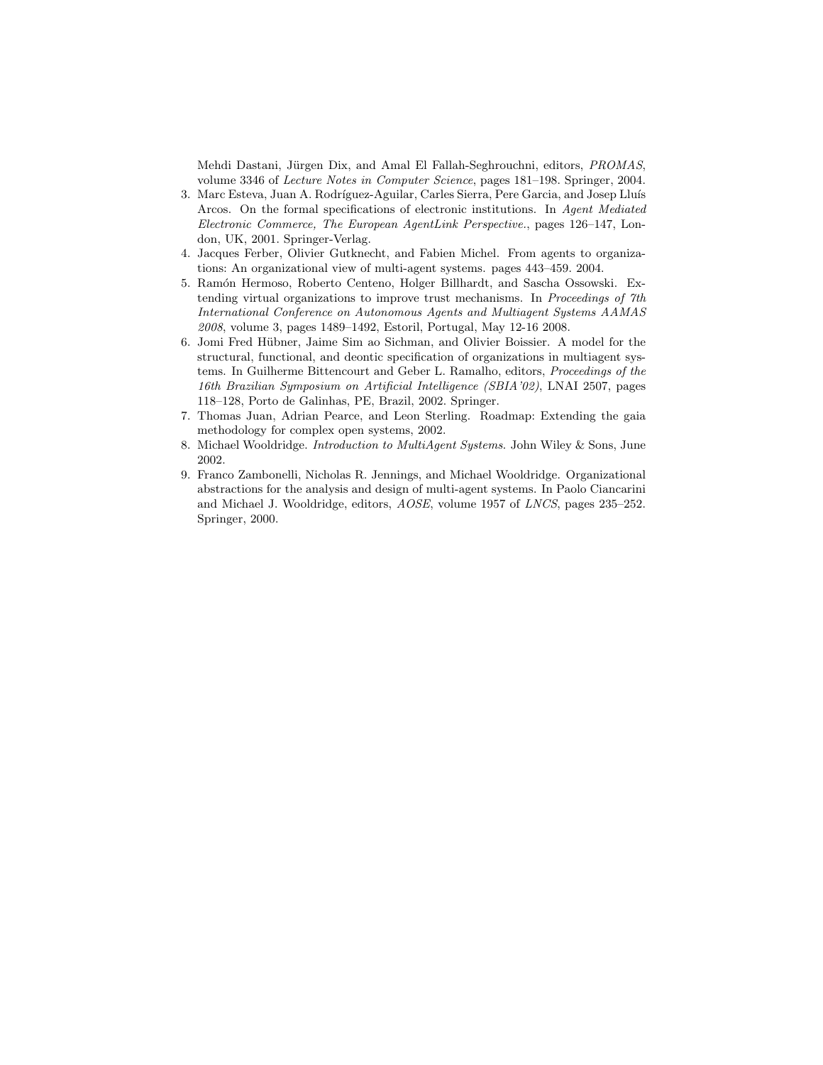Mehdi Dastani, Jürgen Dix, and Amal El Fallah-Seghrouchni, editors, *PROMAS*, volume 3346 of *Lecture Notes in Computer Science*, pages 181–198. Springer, 2004.

3. Marc Esteva, Juan A. Rodríguez-Aguilar, Carles Sierra, Pere Garcia, and Josep Lluís Arcos. On the formal specifications of electronic institutions. In *Agent Mediated Electronic Commerce, The European AgentLink Perspective.*, pages 126–147, London, UK, 2001. Springer-Verlag.
4. Jacques Ferber, Olivier Gutknecht, and Fabien Michel. From agents to organizations: An organizational view of multi-agent systems. pages 443–459. 2004.
5. Ramón Hermoso, Roberto Centeno, Holger Billhardt, and Sascha Ossowski. Extending virtual organizations to improve trust mechanisms. In *Proceedings of 7th International Conference on Autonomous Agents and Multiagent Systems AAMAS 2008*, volume 3, pages 1489–1492, Estoril, Portugal, May 12-16 2008.
6. Jomi Fred Hübner, Jaime Sim ao Sichman, and Olivier Boissier. A model for the structural, functional, and deontic specification of organizations in multiagent systems. In Guilherme Bittencourt and Geber L. Ramalho, editors, *Proceedings of the 16th Brazilian Symposium on Artificial Intelligence (SBIA'02)*, LNAI 2507, pages 118–128, Porto de Galinhas, PE, Brazil, 2002. Springer.
7. Thomas Juan, Adrian Pearce, and Leon Sterling. Roadmap: Extending the gaia methodology for complex open systems, 2002.
8. Michael Wooldridge. *Introduction to MultiAgent Systems*. John Wiley & Sons, June 2002.
9. Franco Zambonelli, Nicholas R. Jennings, and Michael Wooldridge. Organizational abstractions for the analysis and design of multi-agent systems. In Paolo Ciancarini and Michael J. Wooldridge, editors, *AOSE*, volume 1957 of *LNCS*, pages 235–252. Springer, 2000.